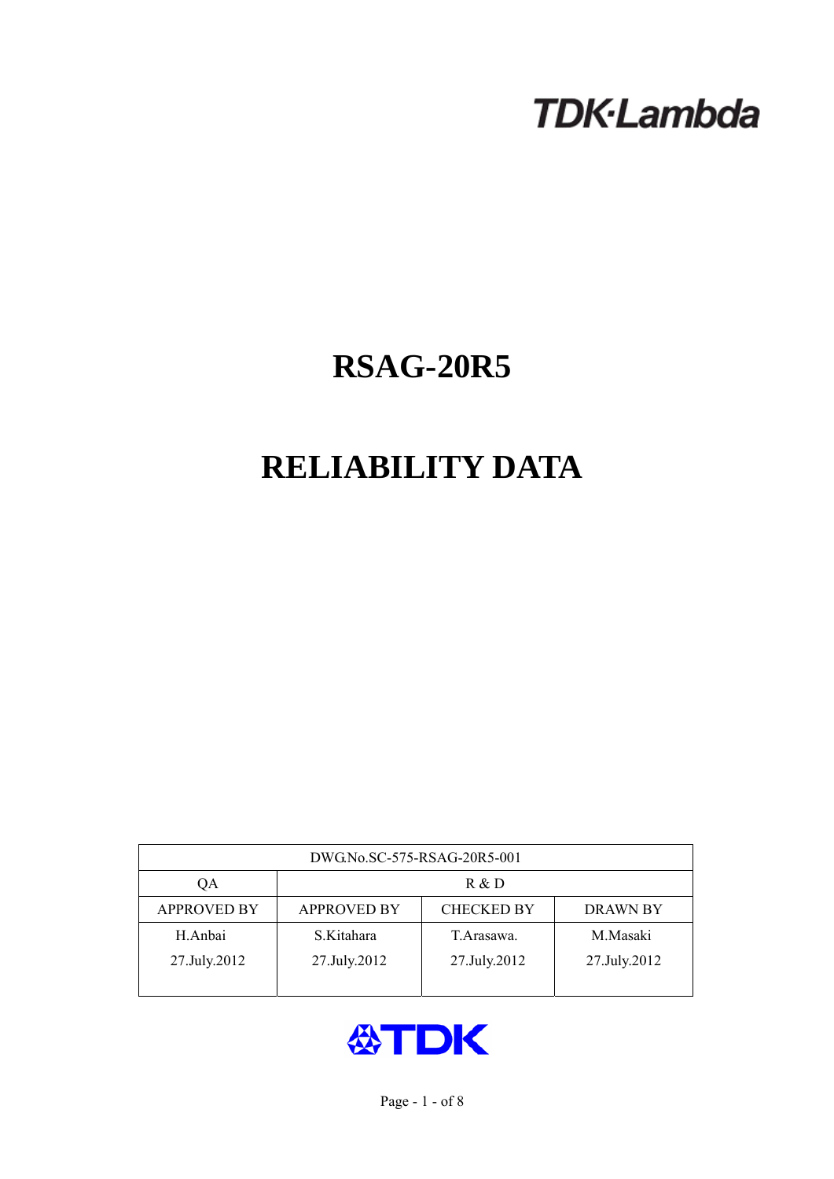TDK·Lambda

# RSAG-20R5

# RELIABILITY DATA

| DWG.No.SC-575-RSAG-20R5-001 | | | |
|---|---|---|---|
| QA | R & D | | |
| APPROVED BY | APPROVED BY | CHECKED BY | DRAWN BY |
| H.Anbai<br>27.July.2012 | S.Kitahara<br>27.July.2012 | T.Arasawa.<br>27.July.2012 | M.Masaki<br>27.July.2012 |

TDK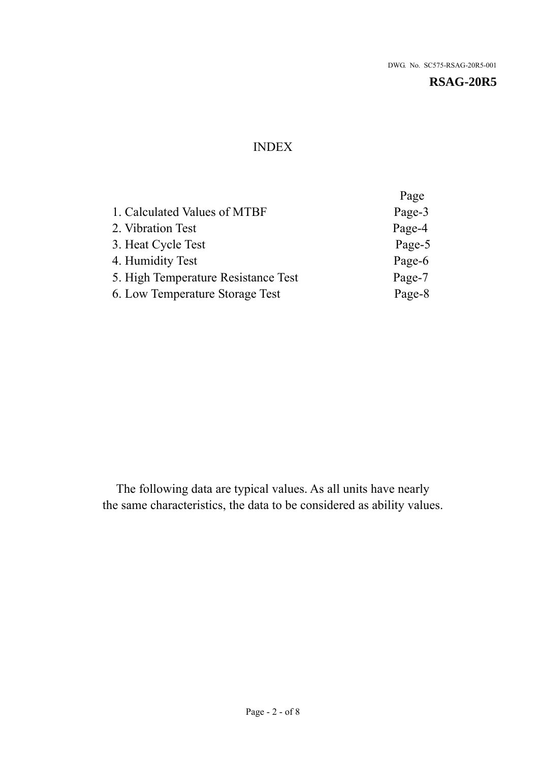DWG. No. SC575-RSAG-20R5-001

**RSAG-20R5**

# INDEX

| | Page |
|---|---|
| 1. Calculated Values of MTBF | Page-3 |
| 2. Vibration Test | Page-4 |
| 3. Heat Cycle Test | Page-5 |
| 4. Humidity Test | Page-6 |
| 5. High Temperature Resistance Test | Page-7 |
| 6. Low Temperature Storage Test | Page-8 |

The following data are typical values. As all units have nearly the same characteristics, the data to be considered as ability values.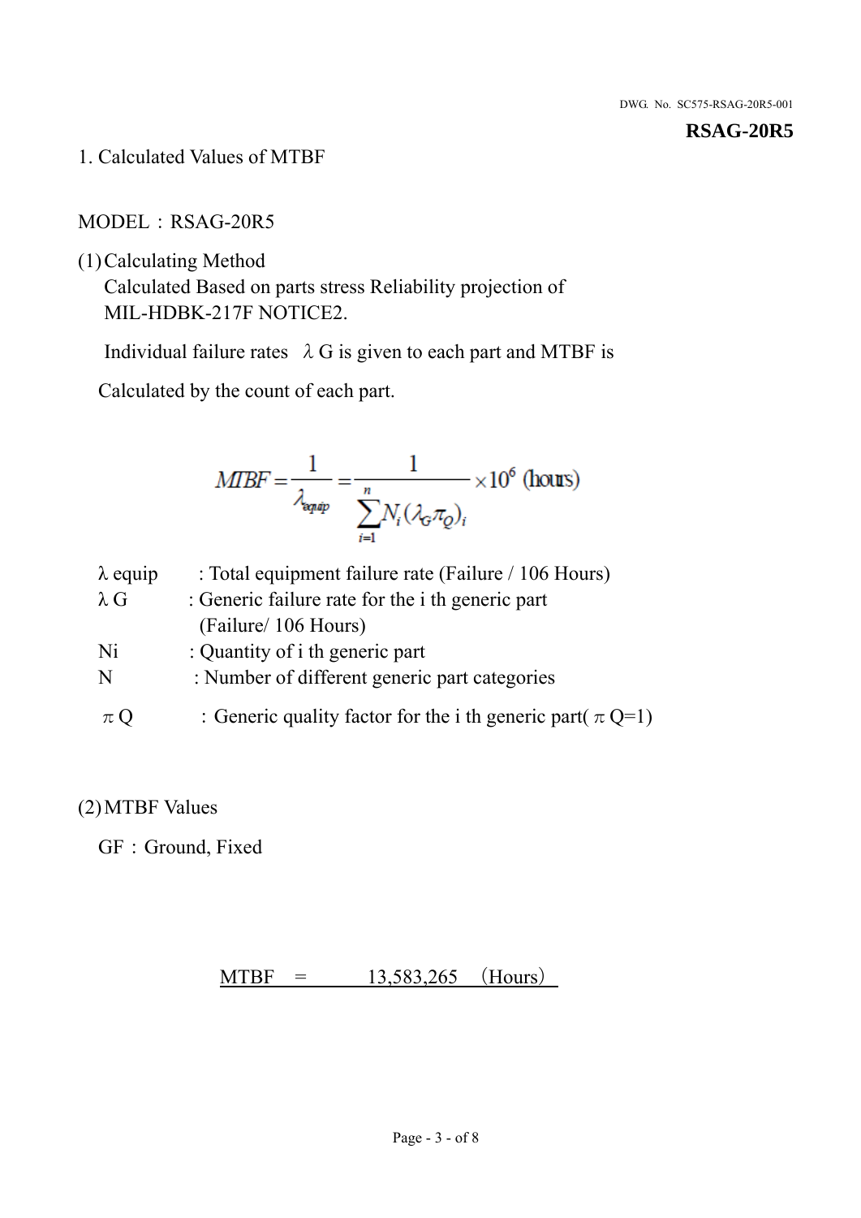DWG. No. SC575-RSAG-20R5-001

**RSAG-20R5**

1. Calculated Values of MTBF

MODEL：RSAG-20R5

(1) Calculating Method

Calculated Based on parts stress Reliability projection of MIL-HDBK-217F NOTICE2.

Individual failure rates $\lambda$ G is given to each part and MTBF is

Calculated by the count of each part.

$$MTBF = \frac{1}{\lambda_{equip}} = \frac{1}{\sum_{i=1}^{n} N_i (\lambda_G \pi_Q)_i} \times 10^6 \text{ (hours)}$$

$\lambda$ equip : Total equipment failure rate (Failure / 106 Hours)

$\lambda$ G : Generic failure rate for the i th generic part (Failure/ 106 Hours)

Ni : Quantity of i th generic part

N : Number of different generic part categories

$\pi$ Q ：Generic quality factor for the i th generic part( $\pi$ Q=1)

(2) MTBF Values

GF：Ground, Fixed

MTBF = 13,583,265 （Hours）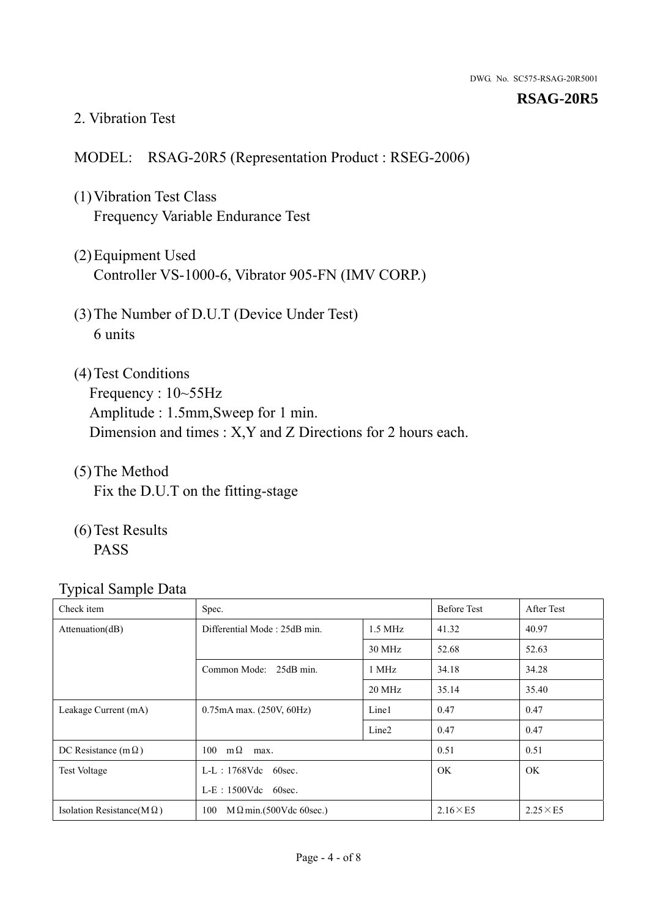## 2. Vibration Test

MODEL: RSAG-20R5 (Representation Product : RSEG-2006)

(1) Vibration Test Class
Frequency Variable Endurance Test

(2) Equipment Used
Controller VS-1000-6, Vibrator 905-FN (IMV CORP.)

(3) The Number of D.U.T (Device Under Test)
6 units

(4) Test Conditions
Frequency : 10~55Hz
Amplitude : 1.5mm,Sweep for 1 min.
Dimension and times : X,Y and Z Directions for 2 hours each.

(5) The Method
Fix the D.U.T on the fitting-stage

(6) Test Results
PASS

Typical Sample Data

| Check item | Spec. | | Before Test | After Test |
|---|---|---|---|---|
| Attenuation(dB) | Differential Mode : 25dB min. | 1.5 MHz | 41.32 | 40.97 |
| | | 30 MHz | 52.68 | 52.63 |
| | Common Mode: 25dB min. | 1 MHz | 34.18 | 34.28 |
| | | 20 MHz | 35.14 | 35.40 |
| Leakage Current (mA) | 0.75mA max. (250V, 60Hz) | Line1 | 0.47 | 0.47 |
| | | Line2 | 0.47 | 0.47 |
| DC Resistance (mΩ) | 100 mΩ max. | | 0.51 | 0.51 |
| Test Voltage | L-L：1768Vdc 60sec.<br>L-E：1500Vdc 60sec. | | OK | OK |
| Isolation Resistance(MΩ) | 100 MΩmin.(500Vdc 60sec.) | | 2.16×E5 | 2.25×E5 |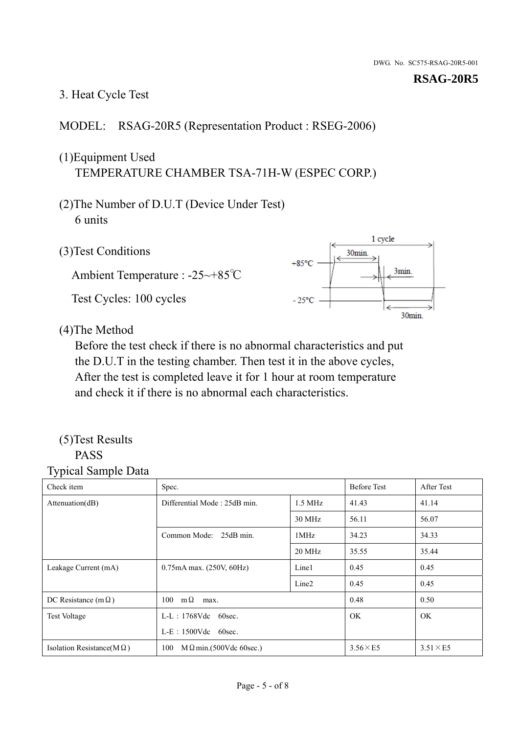DWG. No. SC575-RSAG-20R5-001

**RSAG-20R5**

## 3. Heat Cycle Test

MODEL: RSAG-20R5 (Representation Product : RSEG-2006)

(1)Equipment Used

TEMPERATURE CHAMBER TSA-71H-W (ESPEC CORP.)

(2)The Number of D.U.T (Device Under Test)

6 units

(3)Test Conditions

Ambient Temperature : -25~+85℃

Test Cycles: 100 cycles

1 cycle
+85°C 30min.
3min.
- 25°C 30min.

(4)The Method

Before the test check if there is no abnormal characteristics and put the D.U.T in the testing chamber. Then test it in the above cycles, After the test is completed leave it for 1 hour at room temperature and check it if there is no abnormal each characteristics.

(5)Test Results

PASS

Typical Sample Data

| Check item | Spec. | | Before Test | After Test |
|---|---|---|---|---|
| Attenuation(dB) | Differential Mode : 25dB min. | 1.5 MHz | 41.43 | 41.14 |
| | | 30 MHz | 56.11 | 56.07 |
| | Common Mode: 25dB min. | 1MHz | 34.23 | 34.33 |
| | | 20 MHz | 35.55 | 35.44 |
| Leakage Current (mA) | 0.75mA max. (250V, 60Hz) | Line1 | 0.45 | 0.45 |
| | | Line2 | 0.45 | 0.45 |
| DC Resistance (mΩ) | 100 mΩ max. | | 0.48 | 0.50 |
| Test Voltage | L-L : 1768Vdc 60sec.<br>L-E : 1500Vdc 60sec. | | OK | OK |
| Isolation Resistance(MΩ) | 100 MΩmin.(500Vdc 60sec.) | | 3.56×E5 | 3.51×E5 |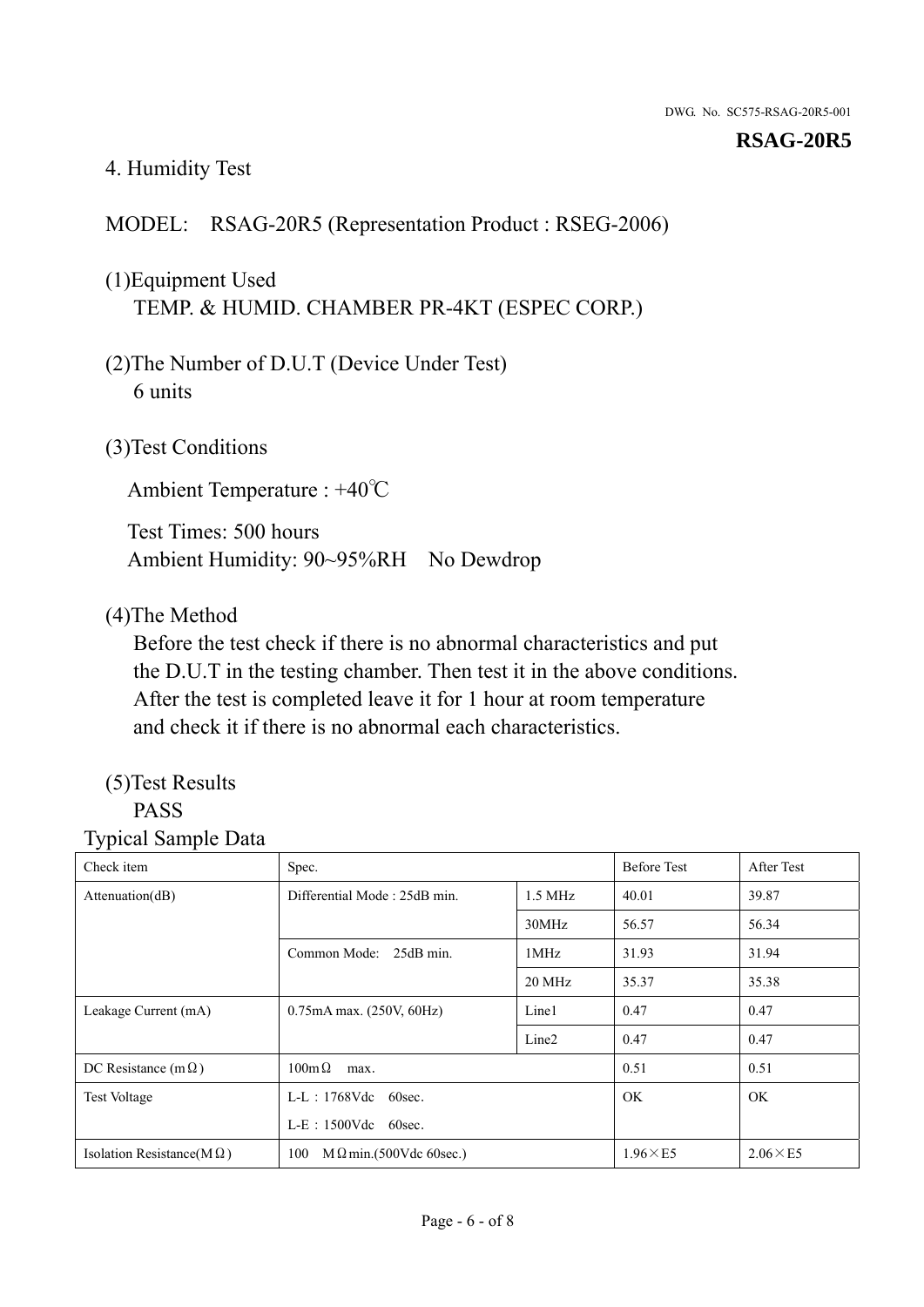# 4. Humidity Test

MODEL: RSAG-20R5 (Representation Product : RSEG-2006)

(1)Equipment Used
TEMP. & HUMID. CHAMBER PR-4KT (ESPEC CORP.)

(2)The Number of D.U.T (Device Under Test)
6 units

(3)Test Conditions

Ambient Temperature : +40℃

Test Times: 500 hours
Ambient Humidity: 90~95%RH No Dewdrop

(4)The Method
Before the test check if there is no abnormal characteristics and put the D.U.T in the testing chamber. Then test it in the above conditions. After the test is completed leave it for 1 hour at room temperature and check it if there is no abnormal each characteristics.

(5)Test Results
PASS

Typical Sample Data

| Check item | Spec. | | Before Test | After Test |
|---|---|---|---|---|
| Attenuation(dB) | Differential Mode : 25dB min. | 1.5 MHz | 40.01 | 39.87 |
| | | 30MHz | 56.57 | 56.34 |
| | Common Mode: 25dB min. | 1MHz | 31.93 | 31.94 |
| | | 20 MHz | 35.37 | 35.38 |
| Leakage Current (mA) | 0.75mA max. (250V, 60Hz) | Line1 | 0.47 | 0.47 |
| | | Line2 | 0.47 | 0.47 |
| DC Resistance (mΩ) | 100mΩ max. | | 0.51 | 0.51 |
| Test Voltage | L-L：1768Vdc 60sec.<br>L-E：1500Vdc 60sec. | | OK | OK |
| Isolation Resistance(MΩ) | 100 MΩmin.(500Vdc 60sec.) | | 1.96×E5 | 2.06×E5 |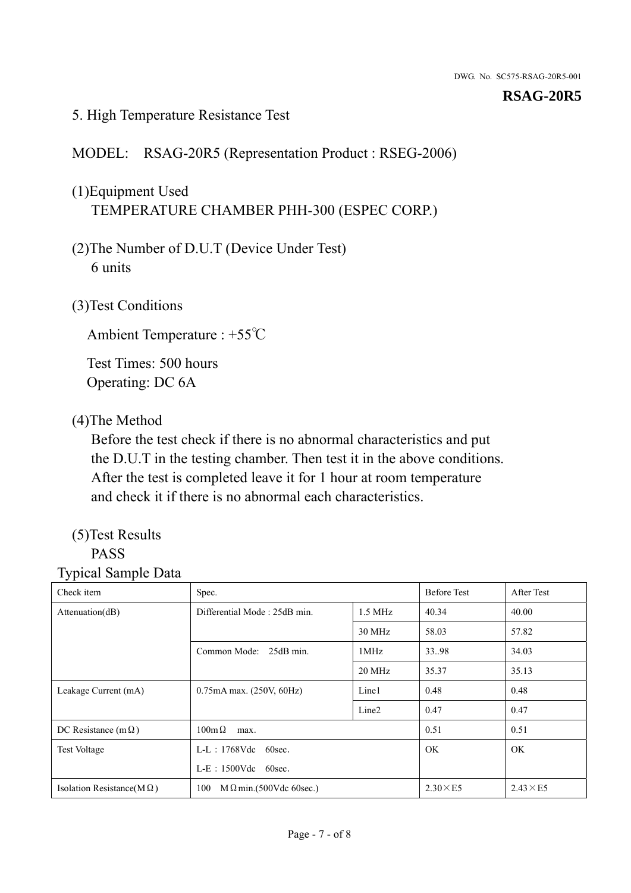DWG. No. SC575-RSAG-20R5-001

**RSAG-20R5**

5. High Temperature Resistance Test

MODEL: RSAG-20R5 (Representation Product : RSEG-2006)

(1)Equipment Used
TEMPERATURE CHAMBER PHH-300 (ESPEC CORP.)

(2)The Number of D.U.T (Device Under Test)
6 units

(3)Test Conditions

Ambient Temperature : +55℃

Test Times: 500 hours
Operating: DC 6A

(4)The Method
Before the test check if there is no abnormal characteristics and put the D.U.T in the testing chamber. Then test it in the above conditions. After the test is completed leave it for 1 hour at room temperature and check it if there is no abnormal each characteristics.

(5)Test Results
PASS

Typical Sample Data

| Check item | Spec. | | Before Test | After Test |
|---|---|---|---|---|
| Attenuation(dB) | Differential Mode : 25dB min. | 1.5 MHz | 40.34 | 40.00 |
| | | 30 MHz | 58.03 | 57.82 |
| | Common Mode: 25dB min. | 1MHz | 33..98 | 34.03 |
| | | 20 MHz | 35.37 | 35.13 |
| Leakage Current (mA) | 0.75mA max. (250V, 60Hz) | Line1 | 0.48 | 0.48 |
| | | Line2 | 0.47 | 0.47 |
| DC Resistance (mΩ) | 100mΩ max. | | 0.51 | 0.51 |
| Test Voltage | L-L：1768Vdc 60sec.<br>L-E：1500Vdc 60sec. | | OK | OK |
| Isolation Resistance(MΩ) | 100 MΩmin.(500Vdc 60sec.) | | 2.30×E5 | 2.43×E5 |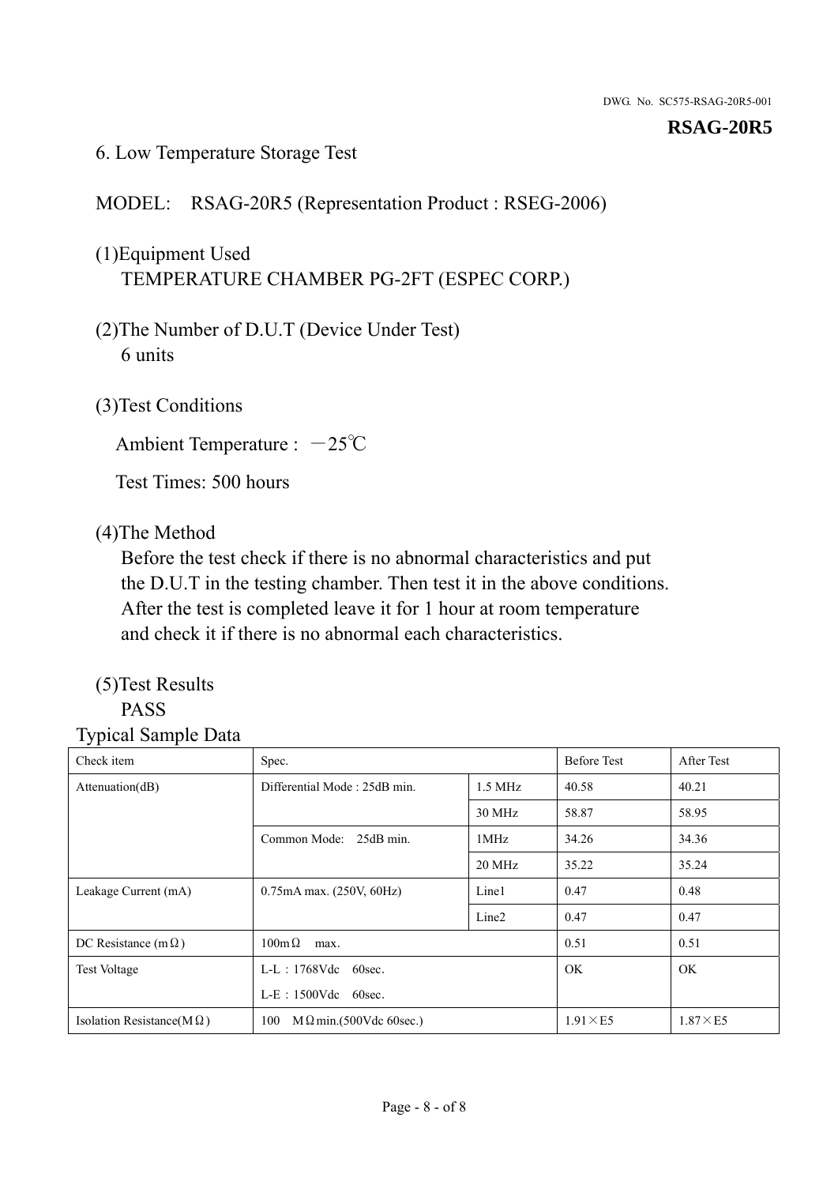DWG. No. SC575-RSAG-20R5-001

**RSAG-20R5**

## 6. Low Temperature Storage Test

MODEL: RSAG-20R5 (Representation Product : RSEG-2006)

(1)Equipment Used
TEMPERATURE CHAMBER PG-2FT (ESPEC CORP.)

(2)The Number of D.U.T (Device Under Test)
6 units

(3)Test Conditions

Ambient Temperature : －25℃

Test Times: 500 hours

(4)The Method
Before the test check if there is no abnormal characteristics and put the D.U.T in the testing chamber. Then test it in the above conditions. After the test is completed leave it for 1 hour at room temperature and check it if there is no abnormal each characteristics.

(5)Test Results
PASS

Typical Sample Data

| Check item | Spec. | | Before Test | After Test |
|---|---|---|---|---|
| Attenuation(dB) | Differential Mode : 25dB min. | 1.5 MHz | 40.58 | 40.21 |
| | | 30 MHz | 58.87 | 58.95 |
| | Common Mode: 25dB min. | 1MHz | 34.26 | 34.36 |
| | | 20 MHz | 35.22 | 35.24 |
| Leakage Current (mA) | 0.75mA max. (250V, 60Hz) | Line1 | 0.47 | 0.48 |
| | | Line2 | 0.47 | 0.47 |
| DC Resistance (mΩ) | 100mΩ max. | | 0.51 | 0.51 |
| Test Voltage | L-L：1768Vdc 60sec. L-E：1500Vdc 60sec. | | OK | OK |
| Isolation Resistance(MΩ) | 100 MΩmin.(500Vdc 60sec.) | | 1.91×E5 | 1.87×E5 |